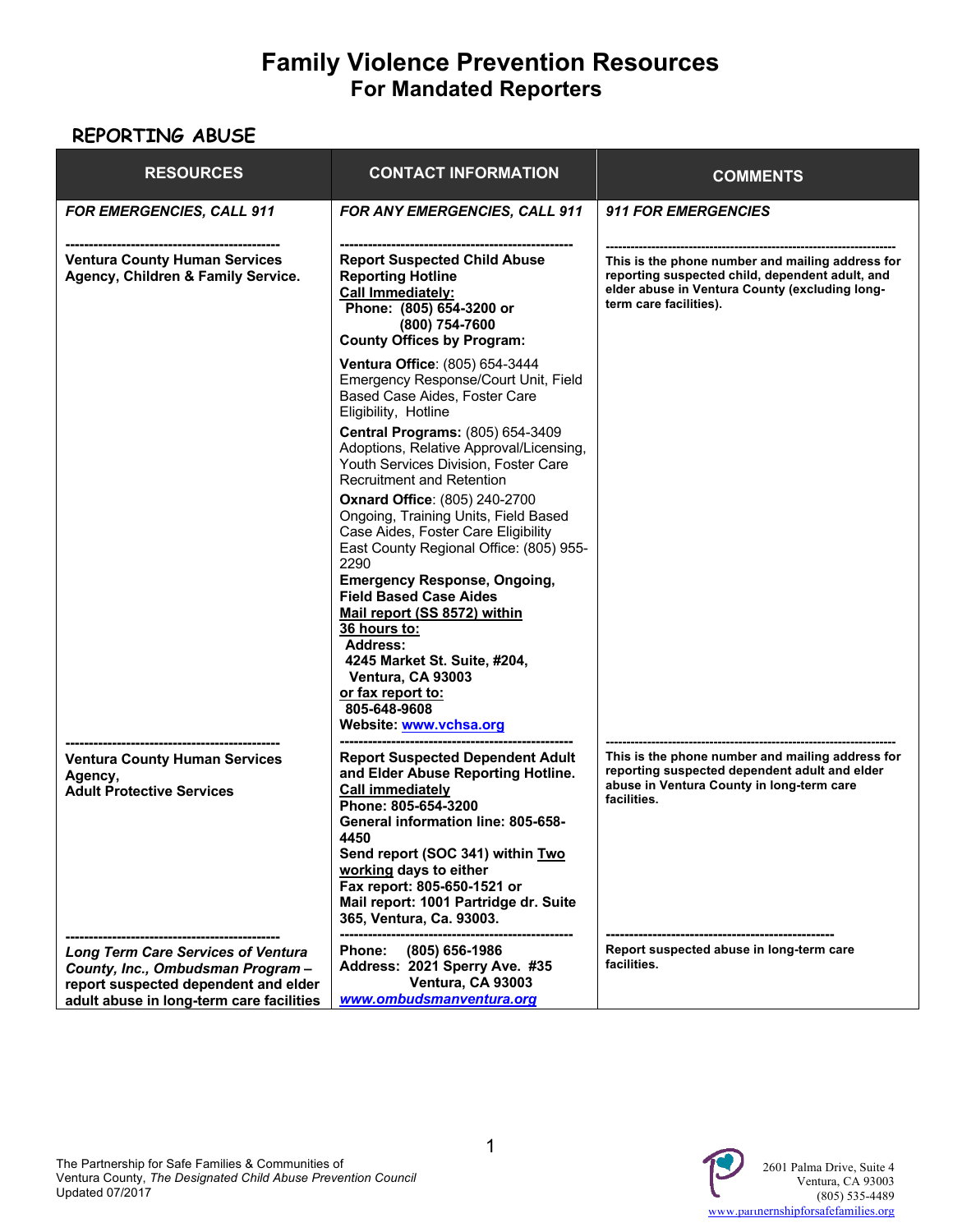# Family Violence Prevention Resources
## For Mandated Reporters

### REPORTING ABUSE

| RESOURCES | CONTACT INFORMATION | COMMENTS |
|---|---|---|
| ***FOR EMERGENCIES, CALL 911*** | ***FOR ANY EMERGENCIES, CALL 911*** | ***911 FOR EMERGENCIES*** |
| **Ventura County Human Services Agency, Children & Family Service.** | **Report Suspected Child Abuse Reporting Hotline** <br> **Call Immediately:** <br> **Phone: (805) 654-3200 or (800) 754-7600** <br> **County Offices by Program:** <br> **Ventura Office**: (805) 654-3444 Emergency Response/Court Unit, Field Based Case Aides, Foster Care Eligibility, Hotline <br> **Central Programs:** (805) 654-3409 Adoptions, Relative Approval/Licensing, Youth Services Division, Foster Care Recruitment and Retention <br> **Oxnard Office**: (805) 240-2700 Ongoing, Training Units, Field Based Case Aides, Foster Care Eligibility <br> East County Regional Office: (805) 955-2290 <br> **Emergency Response, Ongoing, Field Based Case Aides** <br> **Mail report (SS 8572) within 36 hours to:** <br> **Address:** <br> **4245 Market St. Suite, #204, Ventura, CA 93003** <br> **or fax report to:** <br> **805-648-9608** <br> **Website: www.vchsa.org** | **This is the phone number and mailing address for reporting suspected child, dependent adult, and elder abuse in Ventura County (excluding long-term care facilities).** |
| **Ventura County Human Services Agency, Adult Protective Services** | **Report Suspected Dependent Adult and Elder Abuse Reporting Hotline.** <br> **Call immediately** <br> **Phone: 805-654-3200** <br> **General information line: 805-658-4450** <br> **Send report (SOC 341) within Two working days to either** <br> **Fax report: 805-650-1521 or** <br> **Mail report: 1001 Partridge dr. Suite 365, Ventura, Ca. 93003.** | **This is the phone number and mailing address for reporting suspected dependent adult and elder abuse in Ventura County in long-term care facilities.** |
| ***Long Term Care Services of Ventura County, Inc., Ombudsman Program –*** **report suspected dependent and elder adult abuse in long-term care facilities** | **Phone: (805) 656-1986** <br> **Address: 2021 Sperry Ave. #35 Ventura, CA 93003** <br> ***www.ombudsmanventura.org*** | **Report suspected abuse in long-term care facilities.** |

The Partnership for Safe Families & Communities of Ventura County, *The Designated Child Abuse Prevention Council*
Updated 07/2017

2601 Palma Drive, Suite 4
Ventura, CA 93003
(805) 535-4489
www.partnershipforsafefamilies.org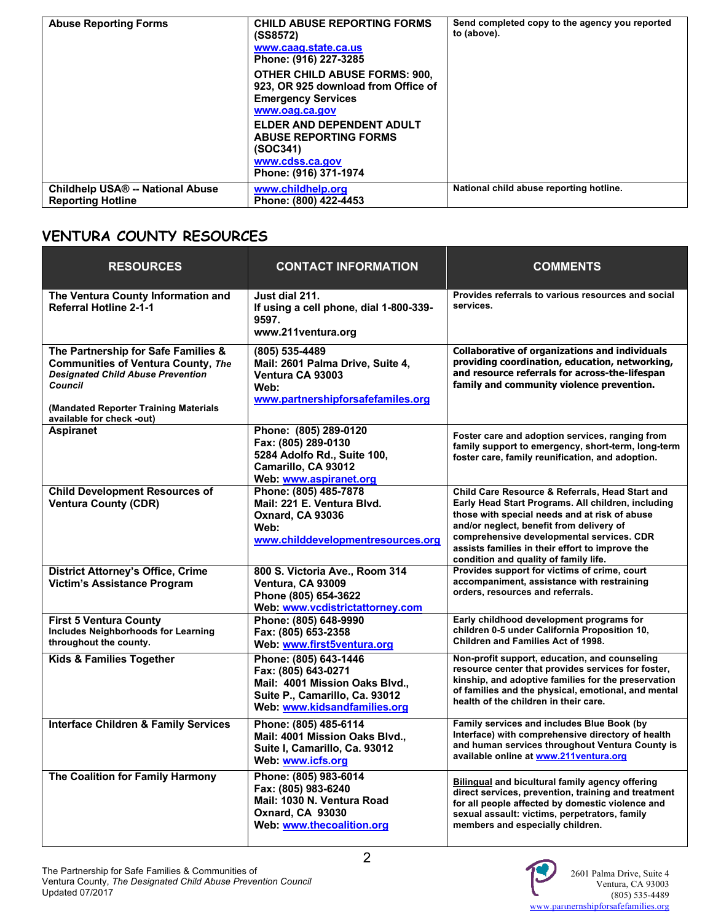| Abuse Reporting Forms | **CHILD ABUSE REPORTING FORMS (SS8572)** www.caag.state.ca.us Phone: (916) 227-3285 **OTHER CHILD ABUSE FORMS: 900, 923, OR 925 download from Office of Emergency Services** www.oag.ca.gov **ELDER AND DEPENDENT ADULT ABUSE REPORTING FORMS (SOC341)** www.cdss.ca.gov Phone: (916) 371-1974 | Send completed copy to the agency you reported to (above). |
|---|---|---|
| Childhelp USA® -- National Abuse Reporting Hotline | www.childhelp.org Phone: (800) 422-4453 | National child abuse reporting hotline. |

## VENTURA COUNTY RESOURCES

| RESOURCES | CONTACT INFORMATION | COMMENTS |
|---|---|---|
| **The Ventura County Information and Referral Hotline 2-1-1** | Just dial 211. If using a cell phone, dial 1-800-339-9597. www.211ventura.org | Provides referrals to various resources and social services. |
| **The Partnership for Safe Families & Communities of Ventura County,** ***The Designated Child Abuse Prevention Council*** (Mandated Reporter Training Materials available for check -out) | (805) 535-4489 Mail: 2601 Palma Drive, Suite 4, Ventura CA 93003 Web: www.partnershipforsafefamiles.org | **Collaborative of organizations and individuals providing coordination, education, networking, and resource referrals for across-the-lifespan family and community violence prevention.** |
| **Aspiranet** | Phone: (805) 289-0120 Fax: (805) 289-0130 5284 Adolfo Rd., Suite 100, Camarillo, CA 93012 Web: www.aspiranet.org | Foster care and adoption services, ranging from family support to emergency, short-term, long-term foster care, family reunification, and adoption. |
| **Child Development Resources of Ventura County (CDR)** | Phone: (805) 485-7878 Mail: 221 E. Ventura Blvd. Oxnard, CA 93036 Web: www.childdevelopmentresources.org | Child Care Resource & Referrals, Head Start and Early Head Start Programs. All children, including those with special needs and at risk of abuse and/or neglect, benefit from delivery of comprehensive developmental services. CDR assists families in their effort to improve the condition and quality of family life. |
| **District Attorney's Office, Crime Victim's Assistance Program** | 800 S. Victoria Ave., Room 314 Ventura, CA 93009 Phone (805) 654-3622 Web: www.vcdistrictattorney.com | Provides support for victims of crime, court accompaniment, assistance with restraining orders, resources and referrals. |
| **First 5 Ventura County** Includes Neighborhoods for Learning throughout the county. | Phone: (805) 648-9990 Fax: (805) 653-2358 Web: www.first5ventura.org | Early childhood development programs for children 0-5 under California Proposition 10, Children and Families Act of 1998. |
| **Kids & Families Together** | Phone: (805) 643-1446 Fax: (805) 643-0271 Mail: 4001 Mission Oaks Blvd., Suite P., Camarillo, Ca. 93012 Web: www.kidsandfamilies.org | Non-profit support, education, and counseling resource center that provides services for foster, kinship, and adoptive families for the preservation of families and the physical, emotional, and mental health of the children in their care. |
| **Interface Children & Family Services** | Phone: (805) 485-6114 Mail: 4001 Mission Oaks Blvd., Suite I, Camarillo, Ca. 93012 Web: www.icfs.org | Family services and includes Blue Book (by Interface) with comprehensive directory of health and human services throughout Ventura County is available online at www.211ventura.org |
| **The Coalition for Family Harmony** | Phone: (805) 983-6014 Fax: (805) 983-6240 Mail: 1030 N. Ventura Road Oxnard, CA 93030 Web: www.thecoalition.org | Bilingual and bicultural family agency offering direct services, prevention, training and treatment for all people affected by domestic violence and sexual assault: victims, perpetrators, family members and especially children. |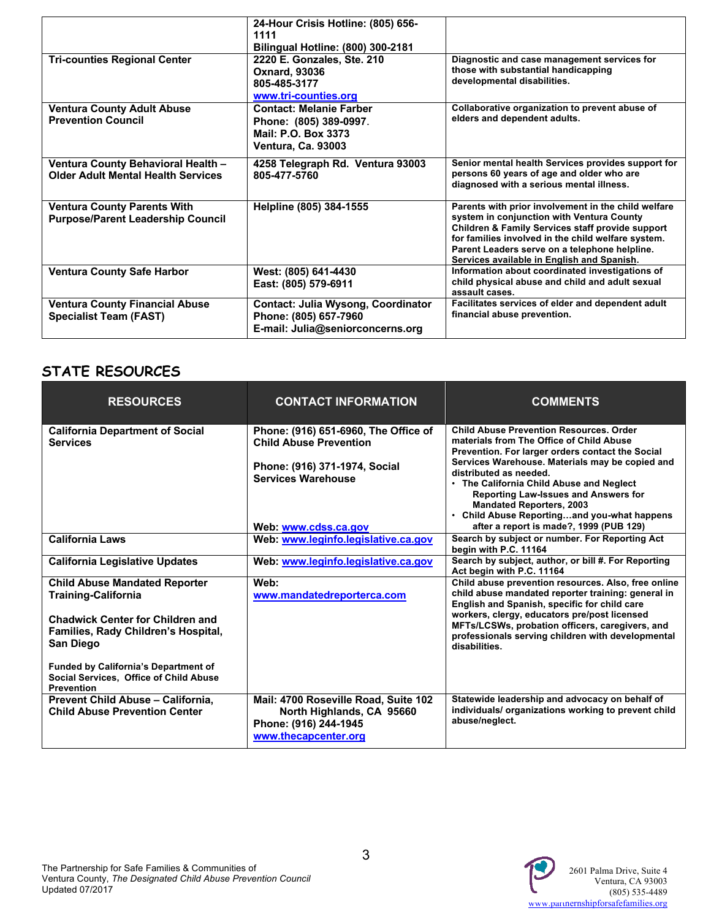| | | |
|---|---|---|
| | **24-Hour Crisis Hotline: (805) 656-1111**<br>**Bilingual Hotline: (800) 300-2181** | |
| **Tri-counties Regional Center** | **2220 E. Gonzales, Ste. 210**<br>**Oxnard, 93036**<br>**805-485-3177**<br>**www.tri-counties.org** | **Diagnostic and case management services for those with substantial handicapping developmental disabilities.** |
| **Ventura County Adult Abuse Prevention Council** | **Contact: Melanie Farber**<br>**Phone: (805) 389-0997.**<br>**Mail: P.O. Box 3373**<br>**Ventura, Ca. 93003** | **Collaborative organization to prevent abuse of elders and dependent adults.** |
| **Ventura County Behavioral Health – Older Adult Mental Health Services** | **4258 Telegraph Rd. Ventura 93003**<br>**805-477-5760** | **Senior mental health Services provides support for persons 60 years of age and older who are diagnosed with a serious mental illness.** |
| **Ventura County Parents With Purpose/Parent Leadership Council** | **Helpline (805) 384-1555** | **Parents with prior involvement in the child welfare system in conjunction with Ventura County Children & Family Services staff provide support for families involved in the child welfare system. Parent Leaders serve on a telephone helpline. Services available in English and Spanish.** |
| **Ventura County Safe Harbor** | **West: (805) 641-4430**<br>**East: (805) 579-6911** | **Information about coordinated investigations of child physical abuse and child and adult sexual assault cases.** |
| **Ventura County Financial Abuse Specialist Team (FAST)** | **Contact: Julia Wysong, Coordinator**<br>**Phone: (805) 657-7960**<br>**E-mail: Julia@seniorconcerns.org** | **Facilitates services of elder and dependent adult financial abuse prevention.** |

## STATE RESOURCES

| RESOURCES | CONTACT INFORMATION | COMMENTS |
|---|---|---|
| **California Department of Social Services** | **Phone: (916) 651-6960, The Office of Child Abuse Prevention**<br><br>**Phone: (916) 371-1974, Social Services Warehouse**<br><br>**Web: www.cdss.ca.gov** | **Child Abuse Prevention Resources. Order materials from The Office of Child Abuse Prevention. For larger orders contact the Social Services Warehouse. Materials may be copied and distributed as needed.**<br>• **The California Child Abuse and Neglect Reporting Law-Issues and Answers for Mandated Reporters, 2003**<br>• **Child Abuse Reporting…and you-what happens after a report is made?, 1999 (PUB 129)** |
| **California Laws** | **Web: www.leginfo.legislative.ca.gov** | **Search by subject or number. For Reporting Act begin with P.C. 11164** |
| **California Legislative Updates** | **Web: www.leginfo.legislative.ca.gov** | **Search by subject, author, or bill #. For Reporting Act begin with P.C. 11164** |
| **Child Abuse Mandated Reporter Training-California**<br><br>**Chadwick Center for Children and Families, Rady Children's Hospital, San Diego**<br><br>**Funded by California's Department of Social Services, Office of Child Abuse Prevention** | **Web: www.mandatedreporterca.com** | **Child abuse prevention resources. Also, free online child abuse mandated reporter training: general in English and Spanish, specific for child care workers, clergy, educators pre/post licensed MFTs/LCSWs, probation officers, caregivers, and professionals serving children with developmental disabilities.** |
| **Prevent Child Abuse – California, Child Abuse Prevention Center** | **Mail: 4700 Roseville Road, Suite 102 North Highlands, CA 95660**<br>**Phone: (916) 244-1945**<br>**www.thecapcenter.org** | **Statewide leadership and advocacy on behalf of individuals/ organizations working to prevent child abuse/neglect.** |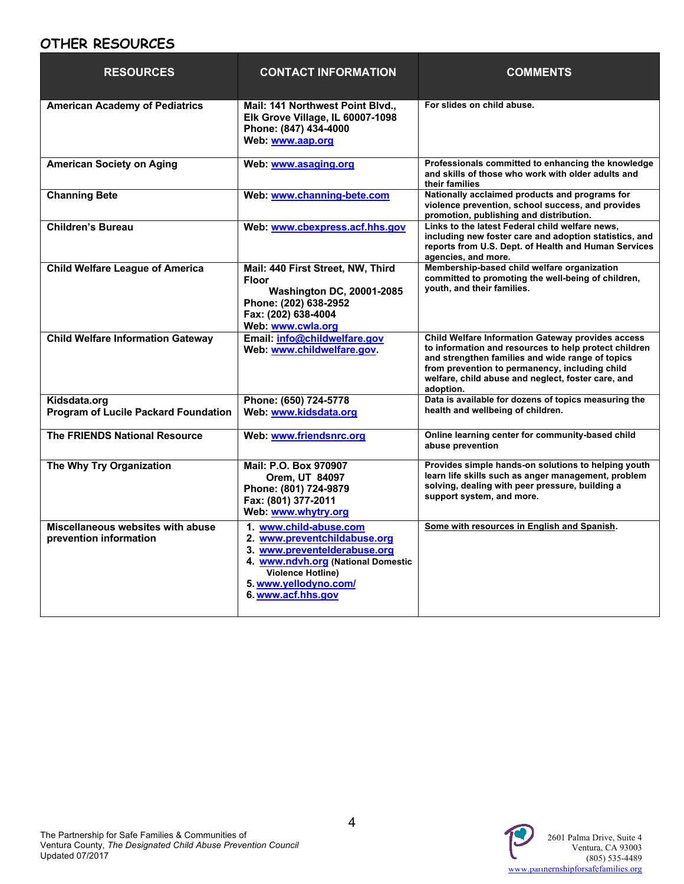## OTHER RESOURCES

| RESOURCES | CONTACT INFORMATION | COMMENTS |
|---|---|---|
| **American Academy of Pediatrics** | **Mail: 141 Northwest Point Blvd., Elk Grove Village, IL 60007-1098**<br>**Phone: (847) 434-4000**<br>**Web: www.aap.org** | **For slides on child abuse.** |
| **American Society on Aging** | **Web: www.asaging.org** | **Professionals committed to enhancing the knowledge and skills of those who work with older adults and their families** |
| **Channing Bete** | **Web: www.channing-bete.com** | **Nationally acclaimed products and programs for violence prevention, school success, and provides promotion, publishing and distribution.** |
| **Children's Bureau** | **Web: www.cbexpress.acf.hhs.gov** | **Links to the latest Federal child welfare news, including new foster care and adoption statistics, and reports from U.S. Dept. of Health and Human Services agencies, and more.** |
| **Child Welfare League of America** | **Mail: 440 First Street, NW, Third Floor**<br>**Washington DC, 20001-2085**<br>**Phone: (202) 638-2952**<br>**Fax: (202) 638-4004**<br>**Web: www.cwla.org** | **Membership-based child welfare organization committed to promoting the well-being of children, youth, and their families.** |
| **Child Welfare Information Gateway** | **Email: info@childwelfare.gov**<br>**Web: www.childwelfare.gov.** | **Child Welfare Information Gateway provides access to information and resources to help protect children and strengthen families and wide range of topics from prevention to permanency, including child welfare, child abuse and neglect, foster care, and adoption.** |
| **Kidsdata.org**<br>**Program of Lucile Packard Foundation** | **Phone: (650) 724-5778**<br>**Web: www.kidsdata.org** | **Data is available for dozens of topics measuring the health and wellbeing of children.** |
| **The FRIENDS National Resource** | **Web: www.friendsnrc.org** | **Online learning center for community-based child abuse prevention** |
| **The Why Try Organization** | **Mail: P.O. Box 970907**<br>**Orem, UT 84097**<br>**Phone: (801) 724-9879**<br>**Fax: (801) 377-2011**<br>**Web: www.whytry.org** | **Provides simple hands-on solutions to helping youth learn life skills such as anger management, problem solving, dealing with peer pressure, building a support system, and more.** |
| **Miscellaneous websites with abuse prevention information** | **1. www.child-abuse.com**<br>**2. www.preventchildabuse.org**<br>**3. www.preventelderabuse.org**<br>**4. www.ndvh.org (National Domestic Violence Hotline)**<br>**5. www.yellodyno.com/**<br>**6. www.acf.hhs.gov** | **Some with resources in English and Spanish.** |

The Partnership for Safe Families & Communities of Ventura County, *The Designated Child Abuse Prevention Council*
Updated 07/2017

2601 Palma Drive, Suite 4
Ventura, CA 93003
(805) 535-4489
www.partnershipforsafefamilies.org